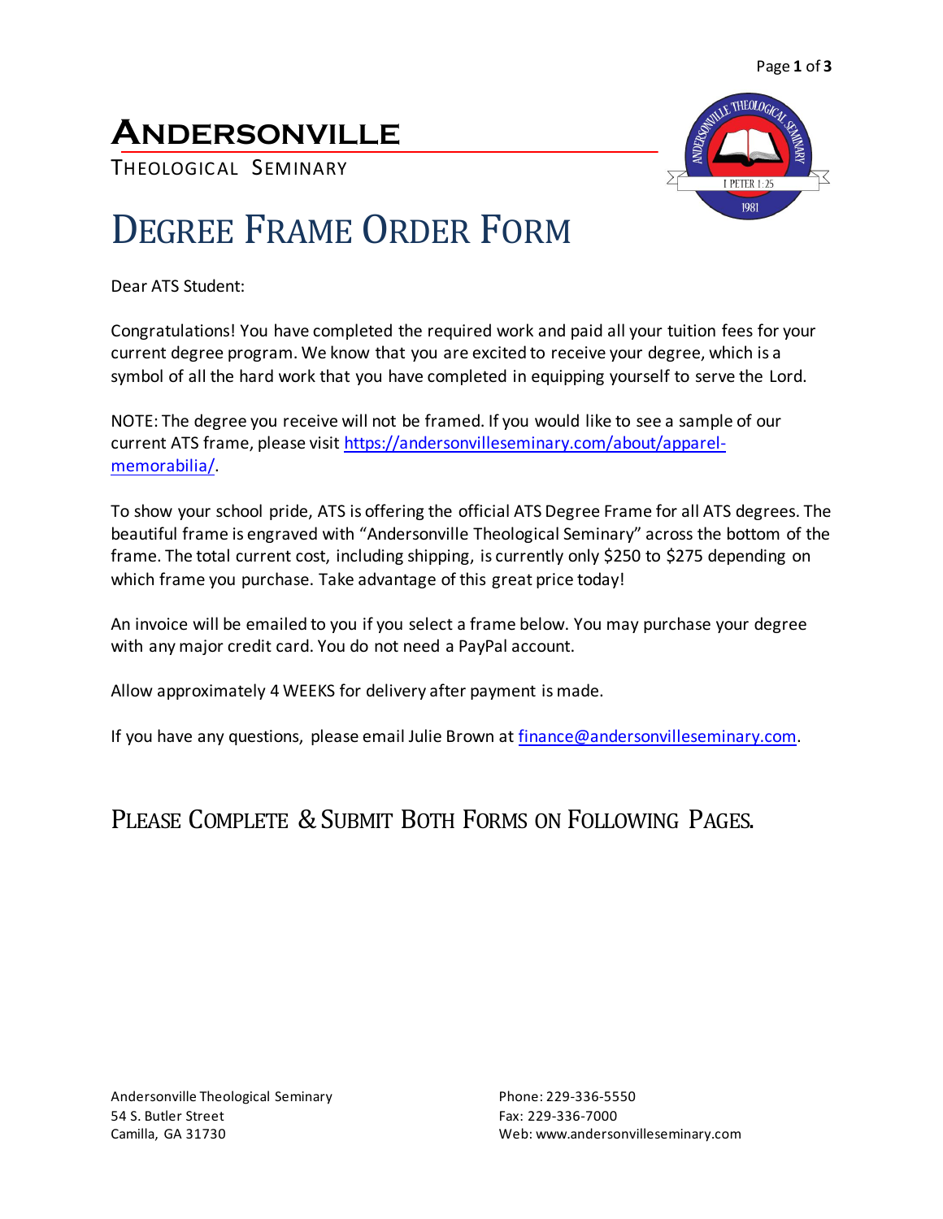# Andersonville

Theological Seminary

# Degree Frame Order Form

Dear ATS Student:

Congratulations! You have completed the required work and paid all your tuition fees for your current degree program. We know that you are excited to receive your degree, which is a symbol of all the hard work that you have completed in equipping yourself to serve the Lord.

NOTE: The degree you receive will not be framed. If you would like to see a sample of our current ATS frame, please visit [https://andersonvilleseminary.com/about/apparel-memorabilia/](https://andersonvilleseminary.com/about/apparel-memorabilia/).

To show your school pride, ATS is offering the official ATS Degree Frame for all ATS degrees. The beautiful frame is engraved with “Andersonville Theological Seminary” across the bottom of the frame. The total current cost, including shipping, is currently only $250 to $275 depending on which frame you purchase. Take advantage of this great price today!

An invoice will be emailed to you if you select a frame below. You may purchase your degree with any major credit card. You do not need a PayPal account.

Allow approximately 4 WEEKS for delivery after payment is made.

If you have any questions, please email Julie Brown at [finance@andersonvilleseminary.com](mailto:finance@andersonvilleseminary.com).

## Please Complete & Submit Both Forms on Following Pages.

Andersonville Theological Seminary
54 S. Butler Street
Camilla, GA 31730

Phone: 229-336-5550
Fax: 229-336-7000
Web: www.andersonvilleseminary.com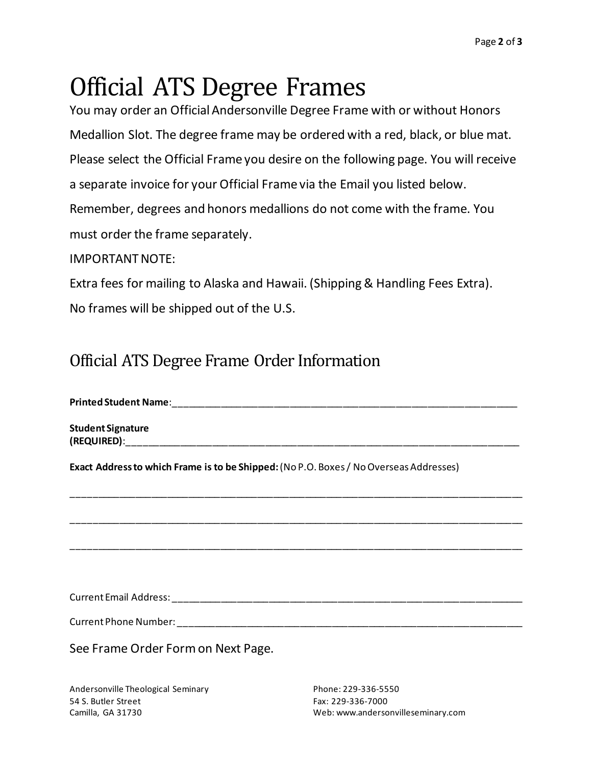# Official ATS Degree Frames

You may order an Official Andersonville Degree Frame with or without Honors Medallion Slot. The degree frame may be ordered with a red, black, or blue mat. Please select the Official Frame you desire on the following page. You will receive a separate invoice for your Official Frame via the Email you listed below. Remember, degrees and honors medallions do not come with the frame. You must order the frame separately.

IMPORTANT NOTE:

Extra fees for mailing to Alaska and Hawaii. (Shipping & Handling Fees Extra).

No frames will be shipped out of the U.S.

## Official ATS Degree Frame Order Information

**Printed Student Name**:\_\_\_\_\_\_\_\_\_\_\_\_\_\_\_\_\_\_\_\_\_\_\_\_\_\_\_\_\_\_\_\_\_\_\_\_\_\_\_\_\_\_\_\_\_\_\_\_\_\_\_\_\_\_\_\_\_\_\_\_\_\_

**Student Signature (REQUIRED)**:\_\_\_\_\_\_\_\_\_\_\_\_\_\_\_\_\_\_\_\_\_\_\_\_\_\_\_\_\_\_\_\_\_\_\_\_\_\_\_\_\_\_\_\_\_\_\_\_\_\_\_\_\_\_\_\_\_\_\_\_\_\_

**Exact Address to which Frame is to be Shipped:** (No P.O. Boxes / No Overseas Addresses)

\_\_\_\_\_\_\_\_\_\_\_\_\_\_\_\_\_\_\_\_\_\_\_\_\_\_\_\_\_\_\_\_\_\_\_\_\_\_\_\_\_\_\_\_\_\_\_\_\_\_\_\_\_\_\_\_\_\_\_\_\_\_\_\_\_\_\_\_\_\_\_\_\_\_\_\_

\_\_\_\_\_\_\_\_\_\_\_\_\_\_\_\_\_\_\_\_\_\_\_\_\_\_\_\_\_\_\_\_\_\_\_\_\_\_\_\_\_\_\_\_\_\_\_\_\_\_\_\_\_\_\_\_\_\_\_\_\_\_\_\_\_\_\_\_\_\_\_\_\_\_\_\_

\_\_\_\_\_\_\_\_\_\_\_\_\_\_\_\_\_\_\_\_\_\_\_\_\_\_\_\_\_\_\_\_\_\_\_\_\_\_\_\_\_\_\_\_\_\_\_\_\_\_\_\_\_\_\_\_\_\_\_\_\_\_\_\_\_\_\_\_\_\_\_\_\_\_\_\_

Current Email Address: \_\_\_\_\_\_\_\_\_\_\_\_\_\_\_\_\_\_\_\_\_\_\_\_\_\_\_\_\_\_\_\_\_\_\_\_\_\_\_\_\_\_\_\_\_\_\_\_\_\_\_\_\_\_\_\_\_\_\_\_\_\_

Current Phone Number: \_\_\_\_\_\_\_\_\_\_\_\_\_\_\_\_\_\_\_\_\_\_\_\_\_\_\_\_\_\_\_\_\_\_\_\_\_\_\_\_\_\_\_\_\_\_\_\_\_\_\_\_\_\_\_\_\_\_\_\_\_\_

See Frame Order Form on Next Page.

Andersonville Theological Seminary
54 S. Butler Street
Camilla, GA 31730

Phone: 229-336-5550
Fax: 229-336-7000
Web: www.andersonvilleseminary.com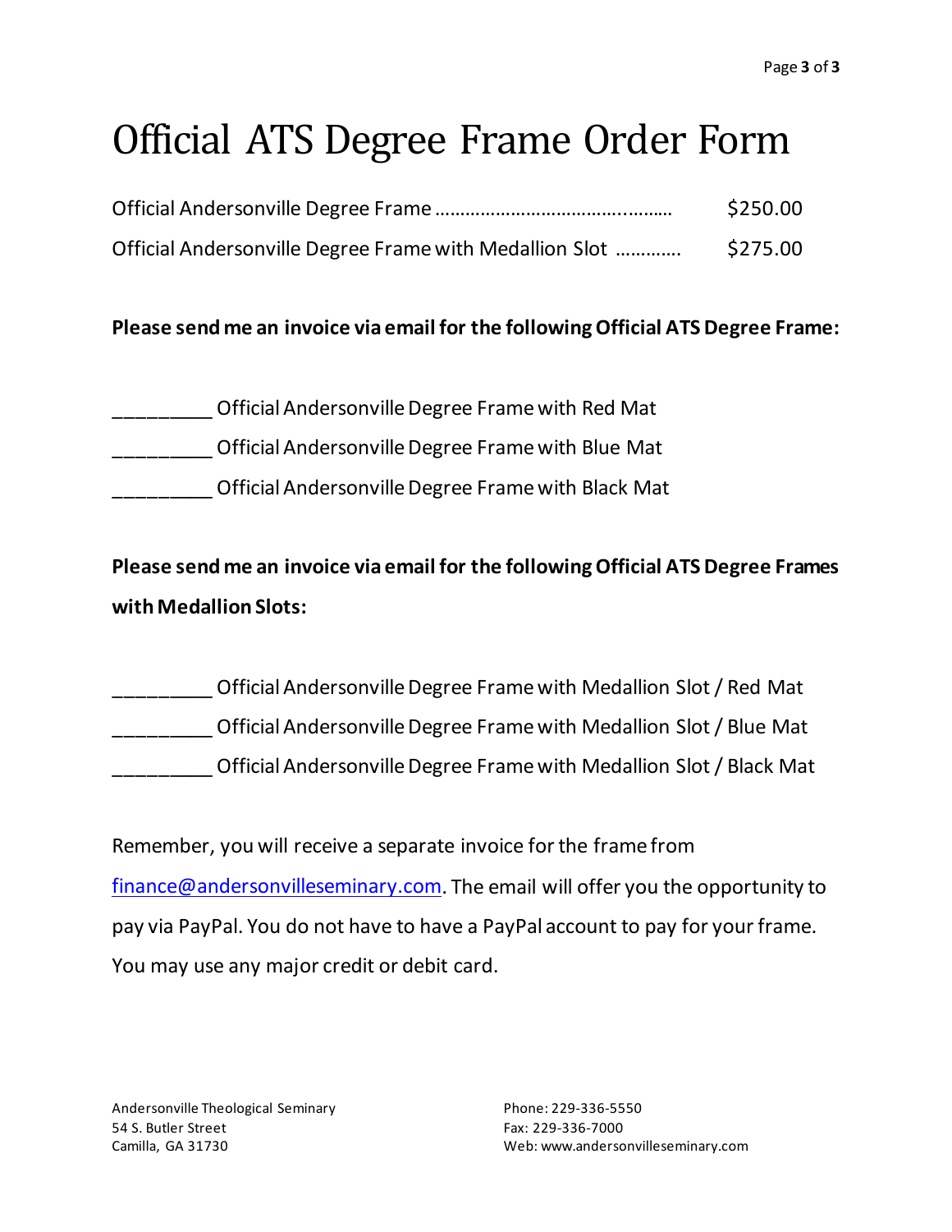# Official ATS Degree Frame Order Form

Official Andersonville Degree Frame ………………………………….……. $250.00

Official Andersonville Degree Frame with Medallion Slot ………… $275.00

**Please send me an invoice via email for the following Official ATS Degree Frame:**

_________ Official Andersonville Degree Frame with Red Mat

_________ Official Andersonville Degree Frame with Blue Mat

_________ Official Andersonville Degree Frame with Black Mat

**Please send me an invoice via email for the following Official ATS Degree Frames with Medallion Slots:**

_________ Official Andersonville Degree Frame with Medallion Slot / Red Mat

_________ Official Andersonville Degree Frame with Medallion Slot / Blue Mat

_________ Official Andersonville Degree Frame with Medallion Slot / Black Mat

Remember, you will receive a separate invoice for the frame from finance@andersonvilleseminary.com. The email will offer you the opportunity to pay via PayPal. You do not have to have a PayPal account to pay for your frame. You may use any major credit or debit card.

Andersonville Theological Seminary
54 S. Butler Street
Camilla, GA 31730

Phone: 229-336-5550
Fax: 229-336-7000
Web: www.andersonvilleseminary.com